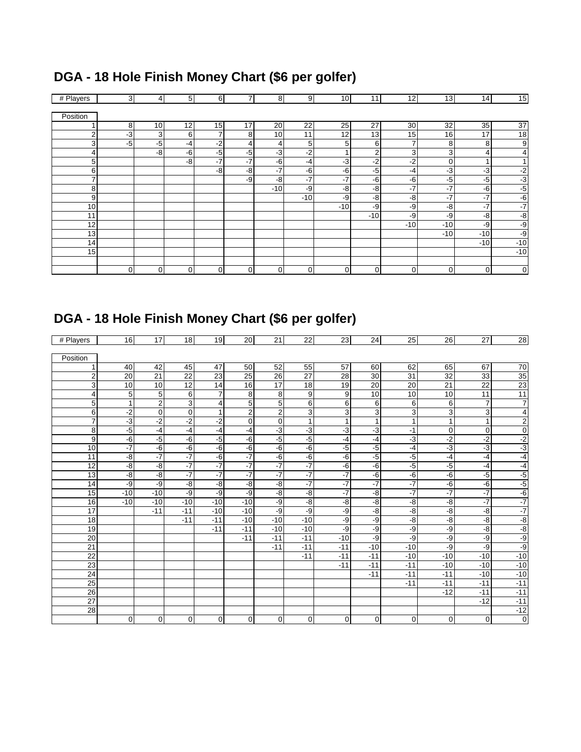## DGA - 18 Hole Finish Money Chart ($6 per golfer)

| # Players | 3 | 4 | 5 | 6 | 7 | 8 | 9 | 10 | 11 | 12 | 13 | 14 | 15 |
|---|---|---|---|---|---|---|---|---|---|---|---|---|---|
| Position | | | | | | | | | | | | | |
| 1 | 8 | 10 | 12 | 15 | 17 | 20 | 22 | 25 | 27 | 30 | 32 | 35 | 37 |
| 2 | -3 | 3 | 6 | 7 | 8 | 10 | 11 | 12 | 13 | 15 | 16 | 17 | 18 |
| 3 | -5 | -5 | -4 | -2 | 4 | 4 | 5 | 5 | 6 | 7 | 8 | 8 | 9 |
| 4 | | -8 | -6 | -5 | -5 | -3 | -2 | 1 | 2 | 3 | 3 | 4 | 4 |
| 5 | | | -8 | -7 | -7 | -6 | -4 | -3 | -2 | -2 | 0 | 1 | 1 |
| 6 | | | | -8 | -8 | -7 | -6 | -6 | -5 | -4 | -3 | -3 | -2 |
| 7 | | | | | -9 | -8 | -7 | -7 | -6 | -6 | -5 | -5 | -3 |
| 8 | | | | | | -10 | -9 | -8 | -8 | -7 | -7 | -6 | -5 |
| 9 | | | | | | | -10 | -9 | -8 | -8 | -7 | -7 | -6 |
| 10 | | | | | | | | -10 | -9 | -9 | -8 | -7 | -7 |
| 11 | | | | | | | | | -10 | -9 | -9 | -8 | -8 |
| 12 | | | | | | | | | | -10 | -10 | -9 | -9 |
| 13 | | | | | | | | | | | -10 | -10 | -9 |
| 14 | | | | | | | | | | | | -10 | -10 |
| 15 | | | | | | | | | | | | | -10 |
| | | | | | | | | | | | | | |
| | 0 | 0 | 0 | 0 | 0 | 0 | 0 | 0 | 0 | 0 | 0 | 0 | 0 |

## DGA - 18 Hole Finish Money Chart ($6 per golfer)

| # Players | 16 | 17 | 18 | 19 | 20 | 21 | 22 | 23 | 24 | 25 | 26 | 27 | 28 |
|---|---|---|---|---|---|---|---|---|---|---|---|---|---|
| Position | | | | | | | | | | | | | |
| 1 | 40 | 42 | 45 | 47 | 50 | 52 | 55 | 57 | 60 | 62 | 65 | 67 | 70 |
| 2 | 20 | 21 | 22 | 23 | 25 | 26 | 27 | 28 | 30 | 31 | 32 | 33 | 35 |
| 3 | 10 | 10 | 12 | 14 | 16 | 17 | 18 | 19 | 20 | 20 | 21 | 22 | 23 |
| 4 | 5 | 5 | 6 | 7 | 8 | 8 | 9 | 9 | 10 | 10 | 10 | 11 | 11 |
| 5 | 1 | 2 | 3 | 4 | 5 | 5 | 6 | 6 | 6 | 6 | 6 | 7 | 7 |
| 6 | -2 | 0 | 0 | 1 | 2 | 2 | 3 | 3 | 3 | 3 | 3 | 3 | 4 |
| 7 | -3 | -2 | -2 | -2 | 0 | 0 | 1 | 1 | 1 | 1 | 1 | 1 | 2 |
| 8 | -5 | -4 | -4 | -4 | -4 | -3 | -3 | -3 | -3 | -1 | 0 | 0 | 0 |
| 9 | -6 | -5 | -6 | -5 | -6 | -5 | -5 | -4 | -4 | -3 | -2 | -2 | -2 |
| 10 | -7 | -6 | -6 | -6 | -6 | -6 | -6 | -5 | -5 | -4 | -3 | -3 | -3 |
| 11 | -8 | -7 | -7 | -6 | -7 | -6 | -6 | -6 | -5 | -5 | -4 | -4 | -4 |
| 12 | -8 | -8 | -7 | -7 | -7 | -7 | -7 | -6 | -6 | -5 | -5 | -4 | -4 |
| 13 | -8 | -8 | -7 | -7 | -7 | -7 | -7 | -7 | -6 | -6 | -6 | -5 | -5 |
| 14 | -9 | -9 | -8 | -8 | -8 | -8 | -7 | -7 | -7 | -7 | -6 | -6 | -5 |
| 15 | -10 | -10 | -9 | -9 | -9 | -8 | -8 | -7 | -8 | -7 | -7 | -7 | -6 |
| 16 | -10 | -10 | -10 | -10 | -10 | -9 | -8 | -8 | -8 | -8 | -8 | -7 | -7 |
| 17 | | -11 | -11 | -10 | -10 | -9 | -9 | -9 | -8 | -8 | -8 | -8 | -7 |
| 18 | | | -11 | -11 | -10 | -10 | -10 | -9 | -9 | -8 | -8 | -8 | -8 |
| 19 | | | | -11 | -11 | -10 | -10 | -9 | -9 | -9 | -9 | -8 | -8 |
| 20 | | | | | -11 | -11 | -11 | -10 | -9 | -9 | -9 | -9 | -9 |
| 21 | | | | | | -11 | -11 | -11 | -10 | -10 | -9 | -9 | -9 |
| 22 | | | | | | | -11 | -11 | -11 | -10 | -10 | -10 | -10 |
| 23 | | | | | | | | -11 | -11 | -11 | -10 | -10 | -10 |
| 24 | | | | | | | | | -11 | -11 | -11 | -10 | -10 |
| 25 | | | | | | | | | | -11 | -11 | -11 | -11 |
| 26 | | | | | | | | | | | -12 | -11 | -11 |
| 27 | | | | | | | | | | | | -12 | -11 |
| 28 | | | | | | | | | | | | | -12 |
| | 0 | 0 | 0 | 0 | 0 | 0 | 0 | 0 | 0 | 0 | 0 | 0 | 0 |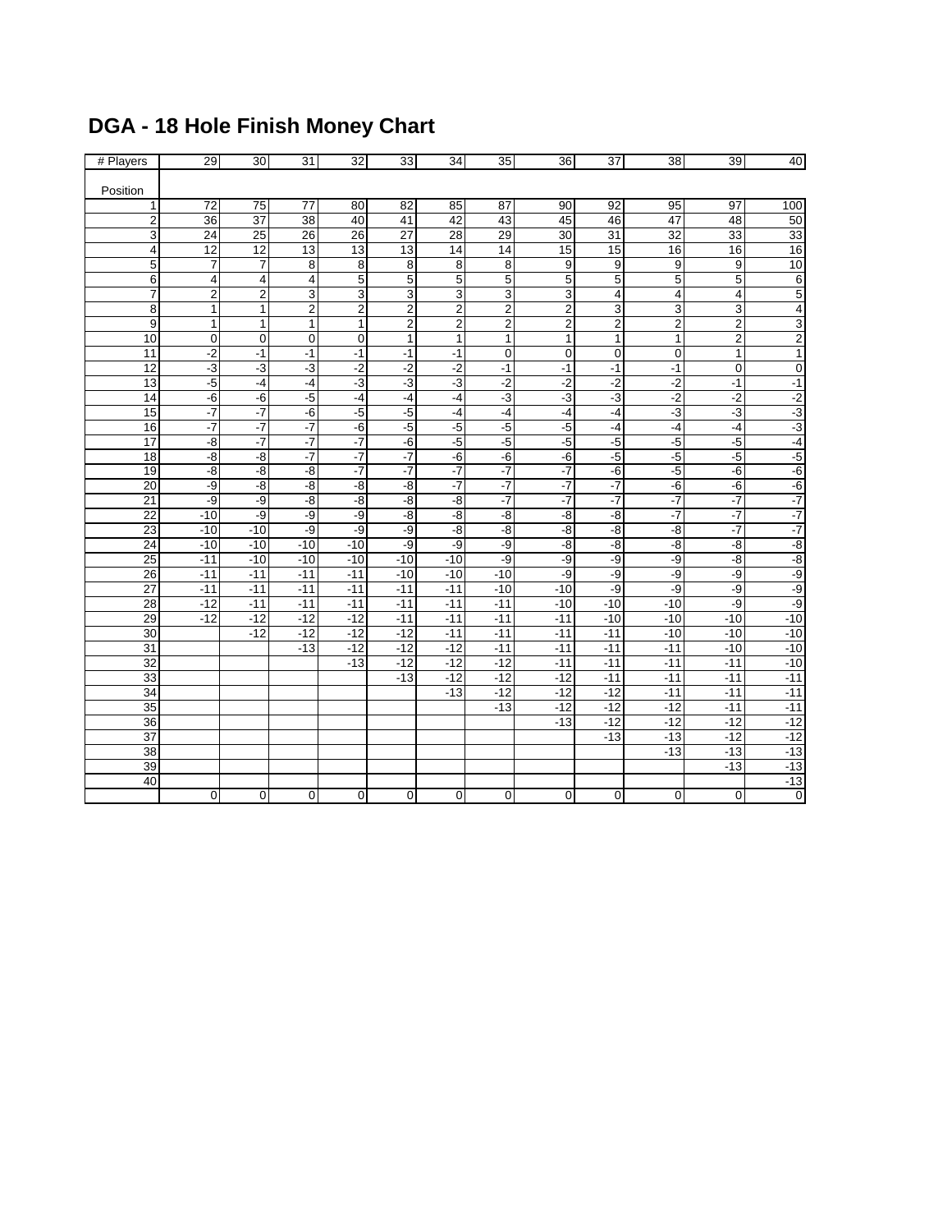# DGA - 18 Hole Finish Money Chart

| # Players | 29 | 30 | 31 | 32 | 33 | 34 | 35 | 36 | 37 | 38 | 39 | 40 |
|---|---|---|---|---|---|---|---|---|---|---|---|---|
| Position | | | | | | | | | | | | |
| 1 | 72 | 75 | 77 | 80 | 82 | 85 | 87 | 90 | 92 | 95 | 97 | 100 |
| 2 | 36 | 37 | 38 | 40 | 41 | 42 | 43 | 45 | 46 | 47 | 48 | 50 |
| 3 | 24 | 25 | 26 | 26 | 27 | 28 | 29 | 30 | 31 | 32 | 33 | 33 |
| 4 | 12 | 12 | 13 | 13 | 13 | 14 | 14 | 15 | 15 | 16 | 16 | 16 |
| 5 | 7 | 7 | 8 | 8 | 8 | 8 | 8 | 9 | 9 | 9 | 9 | 10 |
| 6 | 4 | 4 | 4 | 5 | 5 | 5 | 5 | 5 | 5 | 5 | 5 | 6 |
| 7 | 2 | 2 | 3 | 3 | 3 | 3 | 3 | 3 | 4 | 4 | 4 | 5 |
| 8 | 1 | 1 | 2 | 2 | 2 | 2 | 2 | 2 | 3 | 3 | 3 | 4 |
| 9 | 1 | 1 | 1 | 1 | 2 | 2 | 2 | 2 | 2 | 2 | 2 | 3 |
| 10 | 0 | 0 | 0 | 0 | 1 | 1 | 1 | 1 | 1 | 1 | 2 | 2 |
| 11 | -2 | -1 | -1 | -1 | -1 | -1 | 0 | 0 | 0 | 0 | 1 | 1 |
| 12 | -3 | -3 | -3 | -2 | -2 | -2 | -1 | -1 | -1 | -1 | 0 | 0 |
| 13 | -5 | -4 | -4 | -3 | -3 | -3 | -2 | -2 | -2 | -2 | -1 | -1 |
| 14 | -6 | -6 | -5 | -4 | -4 | -4 | -3 | -3 | -3 | -2 | -2 | -2 |
| 15 | -7 | -7 | -6 | -5 | -5 | -4 | -4 | -4 | -4 | -3 | -3 | -3 |
| 16 | -7 | -7 | -7 | -6 | -5 | -5 | -5 | -5 | -4 | -4 | -4 | -3 |
| 17 | -8 | -7 | -7 | -7 | -6 | -5 | -5 | -5 | -5 | -5 | -5 | -4 |
| 18 | -8 | -8 | -7 | -7 | -7 | -6 | -6 | -6 | -5 | -5 | -5 | -5 |
| 19 | -8 | -8 | -8 | -7 | -7 | -7 | -7 | -7 | -6 | -5 | -6 | -6 |
| 20 | -9 | -8 | -8 | -8 | -8 | -7 | -7 | -7 | -7 | -6 | -6 | -6 |
| 21 | -9 | -9 | -8 | -8 | -8 | -8 | -7 | -7 | -7 | -7 | -7 | -7 |
| 22 | -10 | -9 | -9 | -9 | -8 | -8 | -8 | -8 | -8 | -7 | -7 | -7 |
| 23 | -10 | -10 | -9 | -9 | -9 | -8 | -8 | -8 | -8 | -8 | -7 | -7 |
| 24 | -10 | -10 | -10 | -10 | -9 | -9 | -9 | -8 | -8 | -8 | -8 | -8 |
| 25 | -11 | -10 | -10 | -10 | -10 | -10 | -9 | -9 | -9 | -9 | -8 | -8 |
| 26 | -11 | -11 | -11 | -11 | -10 | -10 | -10 | -9 | -9 | -9 | -9 | -9 |
| 27 | -11 | -11 | -11 | -11 | -11 | -11 | -10 | -10 | -9 | -9 | -9 | -9 |
| 28 | -12 | -11 | -11 | -11 | -11 | -11 | -11 | -10 | -10 | -10 | -9 | -9 |
| 29 | -12 | -12 | -12 | -12 | -11 | -11 | -11 | -11 | -10 | -10 | -10 | -10 |
| 30 | | -12 | -12 | -12 | -12 | -11 | -11 | -11 | -11 | -10 | -10 | -10 |
| 31 | | | -13 | -12 | -12 | -12 | -11 | -11 | -11 | -11 | -10 | -10 |
| 32 | | | | -13 | -12 | -12 | -12 | -11 | -11 | -11 | -11 | -10 |
| 33 | | | | | -13 | -12 | -12 | -12 | -11 | -11 | -11 | -11 |
| 34 | | | | | | -13 | -12 | -12 | -12 | -11 | -11 | -11 |
| 35 | | | | | | | -13 | -12 | -12 | -12 | -11 | -11 |
| 36 | | | | | | | | -13 | -12 | -12 | -12 | -12 |
| 37 | | | | | | | | | -13 | -13 | -12 | -12 |
| 38 | | | | | | | | | | -13 | -13 | -13 |
| 39 | | | | | | | | | | | -13 | -13 |
| 40 | | | | | | | | | | | | -13 |
| | 0 | 0 | 0 | 0 | 0 | 0 | 0 | 0 | 0 | 0 | 0 | 0 |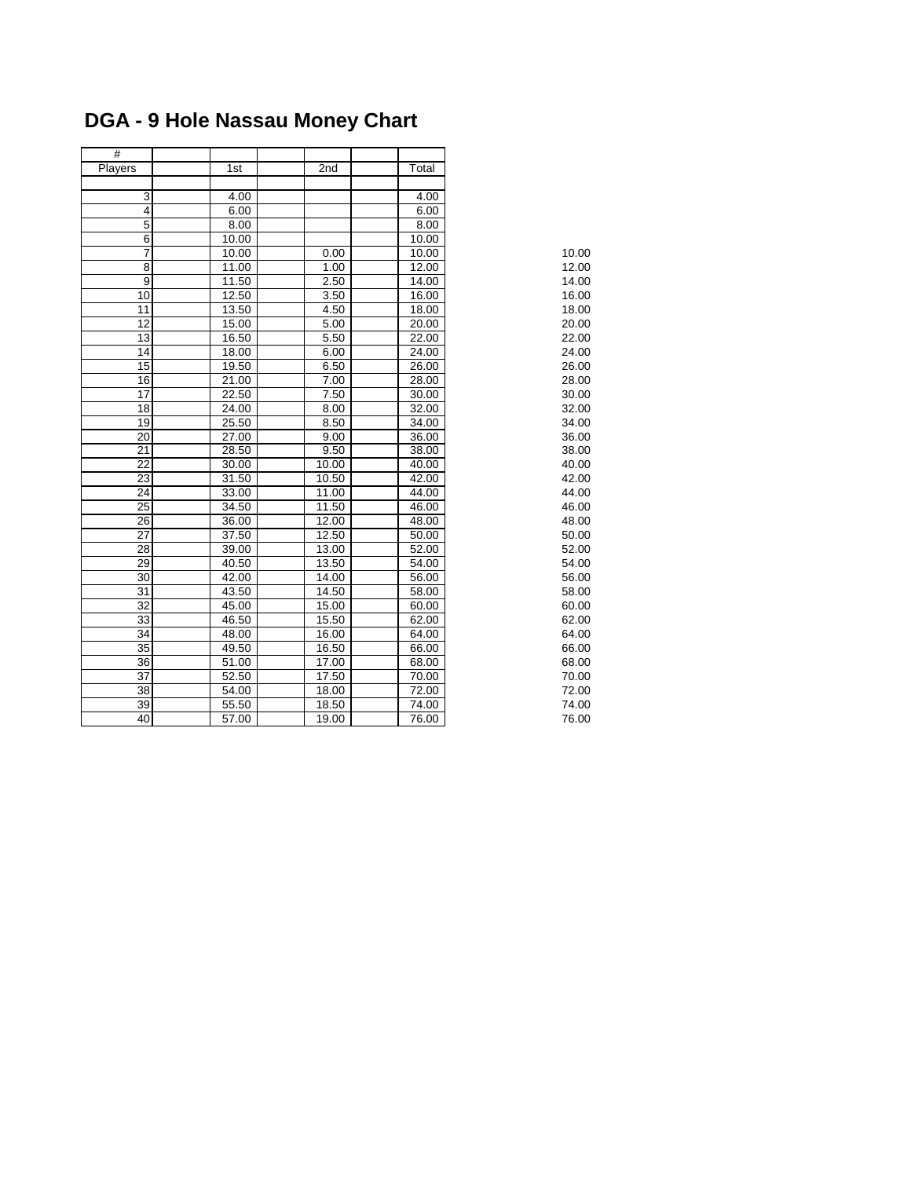# DGA - 9 Hole Nassau Money Chart

| # Players | 1st | 2nd | Total | |
|---|---|---|---|---|
| 3 | 4.00 | | 4.00 | |
| 4 | 6.00 | | 6.00 | |
| 5 | 8.00 | | 8.00 | |
| 6 | 10.00 | | 10.00 | |
| 7 | 10.00 | 0.00 | 10.00 | 10.00 |
| 8 | 11.00 | 1.00 | 12.00 | 12.00 |
| 9 | 11.50 | 2.50 | 14.00 | 14.00 |
| 10 | 12.50 | 3.50 | 16.00 | 16.00 |
| 11 | 13.50 | 4.50 | 18.00 | 18.00 |
| 12 | 15.00 | 5.00 | 20.00 | 20.00 |
| 13 | 16.50 | 5.50 | 22.00 | 22.00 |
| 14 | 18.00 | 6.00 | 24.00 | 24.00 |
| 15 | 19.50 | 6.50 | 26.00 | 26.00 |
| 16 | 21.00 | 7.00 | 28.00 | 28.00 |
| 17 | 22.50 | 7.50 | 30.00 | 30.00 |
| 18 | 24.00 | 8.00 | 32.00 | 32.00 |
| 19 | 25.50 | 8.50 | 34.00 | 34.00 |
| 20 | 27.00 | 9.00 | 36.00 | 36.00 |
| 21 | 28.50 | 9.50 | 38.00 | 38.00 |
| 22 | 30.00 | 10.00 | 40.00 | 40.00 |
| 23 | 31.50 | 10.50 | 42.00 | 42.00 |
| 24 | 33.00 | 11.00 | 44.00 | 44.00 |
| 25 | 34.50 | 11.50 | 46.00 | 46.00 |
| 26 | 36.00 | 12.00 | 48.00 | 48.00 |
| 27 | 37.50 | 12.50 | 50.00 | 50.00 |
| 28 | 39.00 | 13.00 | 52.00 | 52.00 |
| 29 | 40.50 | 13.50 | 54.00 | 54.00 |
| 30 | 42.00 | 14.00 | 56.00 | 56.00 |
| 31 | 43.50 | 14.50 | 58.00 | 58.00 |
| 32 | 45.00 | 15.00 | 60.00 | 60.00 |
| 33 | 46.50 | 15.50 | 62.00 | 62.00 |
| 34 | 48.00 | 16.00 | 64.00 | 64.00 |
| 35 | 49.50 | 16.50 | 66.00 | 66.00 |
| 36 | 51.00 | 17.00 | 68.00 | 68.00 |
| 37 | 52.50 | 17.50 | 70.00 | 70.00 |
| 38 | 54.00 | 18.00 | 72.00 | 72.00 |
| 39 | 55.50 | 18.50 | 74.00 | 74.00 |
| 40 | 57.00 | 19.00 | 76.00 | 76.00 |